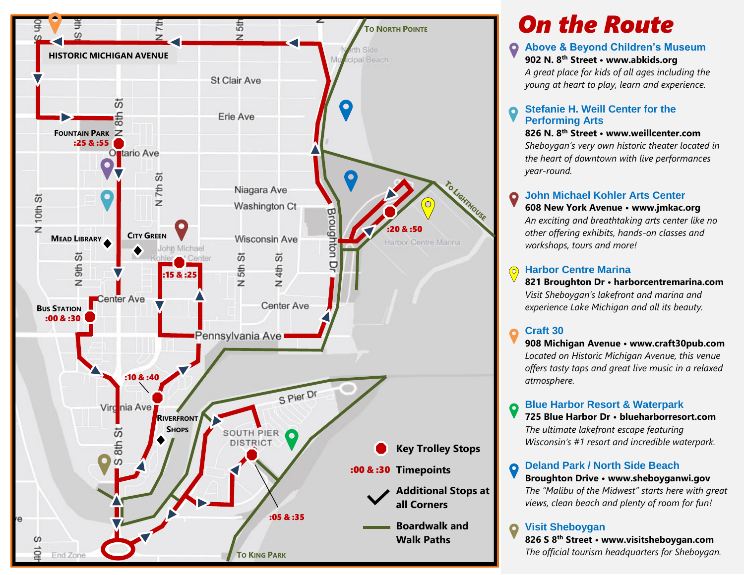HISTORIC MICHIGAN AVENUE

FOUNTAIN PARK :25 & :55

MEAD LIBRARY

CITY GREEN

:15 & :25

BUS STATION :00 & :30

:10 & :40

RIVERFRONT SHOPS

SOUTH PIER DISTRICT

:05 & :35

:20 & :50

TO NORTH POINTE

TO LIGHTHOUSE

TO KING PARK

- Key Trolley Stops
- :00 & :30 Timepoints
- Additional Stops at all Corners
- Boardwalk and Walk Paths

# On the Route

**Above & Beyond Children's Museum**
**902 N. 8th Street • www.abkids.org**
*A great place for kids of all ages including the young at heart to play, learn and experience.*

**Stefanie H. Weill Center for the Performing Arts**
**826 N. 8th Street • www.weillcenter.com**
*Sheboygan's very own historic theater located in the heart of downtown with live performances year-round.*

**John Michael Kohler Arts Center**
**608 New York Avenue • www.jmkac.org**
*An exciting and breathtaking arts center like no other offering exhibits, hands-on classes and workshops, tours and more!*

**Harbor Centre Marina**
**821 Broughton Dr • harborcentremarina.com**
*Visit Sheboygan's lakefront and marina and experience Lake Michigan and all its beauty.*

**Craft 30**
**908 Michigan Avenue • www.craft30pub.com**
*Located on Historic Michigan Avenue, this venue offers tasty taps and great live music in a relaxed atmosphere.*

**Blue Harbor Resort & Waterpark**
**725 Blue Harbor Dr • blueharborresort.com**
*The ultimate lakefront escape featuring Wisconsin's #1 resort and incredible waterpark.*

**Deland Park / North Side Beach**
**Broughton Drive • www.sheboyganwi.gov**
*The "Malibu of the Midwest" starts here with great views, clean beach and plenty of room for fun!*

**Visit Sheboygan**
**826 S 8th Street • www.visitsheboygan.com**
*The official tourism headquarters for Sheboygan.*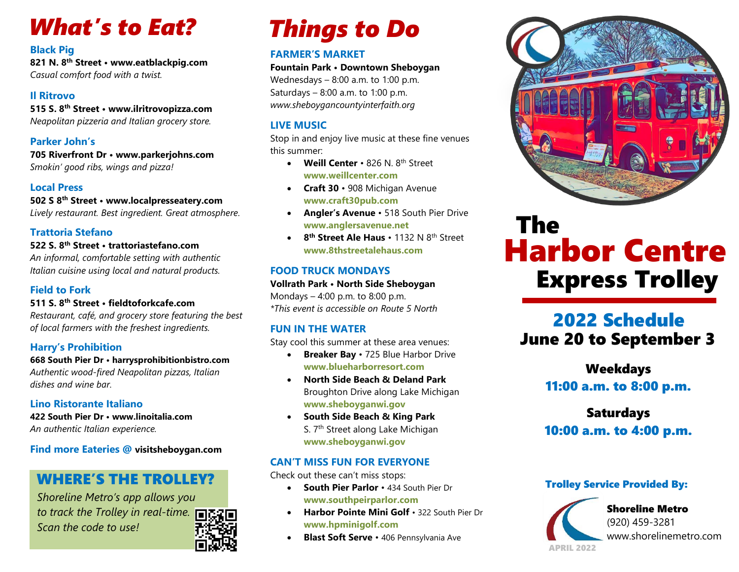# What's to Eat?

### Black Pig
**821 N. 8th Street • www.eatblackpig.com**
*Casual comfort food with a twist.*

### Il Ritrovo
**515 S. 8th Street • www.ilritrovopizza.com**
*Neapolitan pizzeria and Italian grocery store.*

### Parker John's
**705 Riverfront Dr • www.parkerjohns.com**
*Smokin' good ribs, wings and pizza!*

### Local Press
**502 S 8th Street • www.localpresseatery.com**
*Lively restaurant. Best ingredient. Great atmosphere.*

### Trattoria Stefano
**522 S. 8th Street • trattoriastefano.com**
*An informal, comfortable setting with authentic Italian cuisine using local and natural products.*

### Field to Fork
**511 S. 8th Street • fieldtoforkcafe.com**
*Restaurant, café, and grocery store featuring the best of local farmers with the freshest ingredients.*

### Harry's Prohibition
**668 South Pier Dr • harrysprohibitionbistro.com**
*Authentic wood-fired Neapolitan pizzas, Italian dishes and wine bar.*

### Lino Ristorante Italiano
**422 South Pier Dr • www.linoitalia.com**
*An authentic Italian experience.*

**Find more Eateries @ visitsheboygan.com**

## WHERE'S THE TROLLEY?

*Shoreline Metro's app allows you to track the Trolley in real-time. Scan the code to use!*

# Things to Do

### FARMER'S MARKET
**Fountain Park • Downtown Sheboygan**
Wednesdays – 8:00 a.m. to 1:00 p.m.
Saturdays – 8:00 a.m. to 1:00 p.m.
*www.sheboygancountyinterfaith.org*

### LIVE MUSIC
Stop in and enjoy live music at these fine venues this summer:

- **Weill Center** • 826 N. 8th Street
  **www.weillcenter.com**
- **Craft 30** • 908 Michigan Avenue
  **www.craft30pub.com**
- **Angler's Avenue** • 518 South Pier Drive
  **www.anglersavenue.net**
- **8th Street Ale Haus** • 1132 N 8th Street
  **www.8thstreetalehaus.com**

### FOOD TRUCK MONDAYS
**Vollrath Park • North Side Sheboygan**
Mondays – 4:00 p.m. to 8:00 p.m.
*\*This event is accessible on Route 5 North*

### FUN IN THE WATER
Stay cool this summer at these area venues:

- **Breaker Bay** • 725 Blue Harbor Drive
  **www.blueharborresort.com**
- **North Side Beach & Deland Park**
  Broughton Drive along Lake Michigan
  **www.sheboyganwi.gov**
- **South Side Beach & King Park**
  S. 7th Street along Lake Michigan
  **www.sheboyganwi.gov**

### CAN'T MISS FUN FOR EVERYONE
Check out these can't miss stops:

- **South Pier Parlor** • 434 South Pier Dr
  **www.southpeirparlor.com**
- **Harbor Pointe Mini Golf** • 322 South Pier Dr
  **www.hpminigolf.com**
- **Blast Soft Serve** • 406 Pennsylvania Ave

# The Harbor Centre Express Trolley

## 2022 Schedule
## June 20 to September 3

**Weekdays**
**11:00 a.m. to 8:00 p.m.**

**Saturdays**
**10:00 a.m. to 4:00 p.m.**

**Trolley Service Provided By:**

**Shoreline Metro**
(920) 459-3281
www.shorelinemetro.com

APRIL 2022